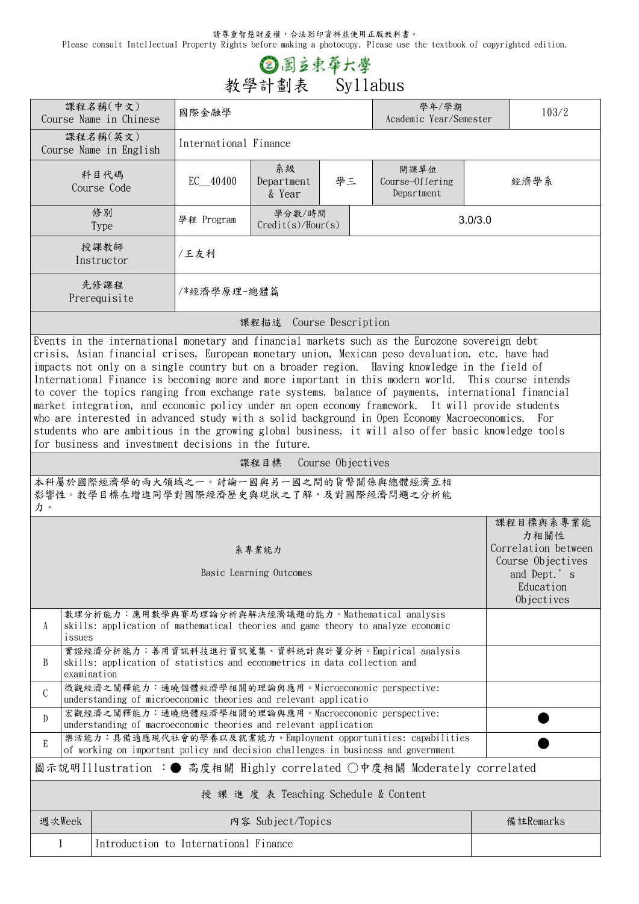請尊重智慧財產權，合法影印資料並使用正版教科書。
Please consult Intellectual Property Rights before making a photocopy. Please use the textbook of copyrighted edition.

# 國立東華大學
# 教學計劃表　Syllabus

| 課程名稱(中文) Course Name in Chinese | 國際金融學 | | | 學年/學期 Academic Year/Semester | 103/2 |
|---|---|---|---|---|---|
| 課程名稱(英文) Course Name in English | International Finance | | | | |
| 科目代碼 Course Code | EC__40400 | 系級 Department & Year | 學三 | 開課單位 Course-Offering Department | 經濟學系 |
| 修別 Type | 學程 Program | 學分數/時間 Credit(s)/Hour(s) | 3.0/3.0 | | |
| 授課教師 Instructor | /王友利 | | | | |
| 先修課程 Prerequisite | /*經濟學原理-總體篇 | | | | |

## 課程描述　Course Description

Events in the international monetary and financial markets such as the Eurozone sovereign debt crisis, Asian financial crises, European monetary union, Mexican peso devaluation, etc. have had impacts not only on a single country but on a broader region. Having knowledge in the field of International Finance is becoming more and more important in this modern world. This course intends to cover the topics ranging from exchange rate systems, balance of payments, international financial market integration, and economic policy under an open economy framework. It will provide students who are interested in advanced study with a solid background in Open Economy Macroeconomics. For students who are ambitious in the growing global business, it will also offer basic knowledge tools for business and investment decisions in the future.

## 課程目標　Course Objectives

本科屬於國際經濟學的兩大領域之一。討論一國與另一國之間的貨幣關係與總體經濟互相影響性。教學目標在增進同學對國際經濟歷史與現狀之了解，及對國際經濟問題之分析能力。

| | 系專業能力 Basic Learning Outcomes | 課程目標與系專業能力相關性 Correlation between Course Objectives and Dept.' s Education Objectives |
|---|---|---|
| A | 數理分析能力：應用數學與賽局理論分析與解決經濟議題的能力。Mathematical analysis skills: application of mathematical theories and game theory to analyze economic issues | |
| B | 實證經濟分析能力：善用資訊科技進行資訊蒐集、資料統計與計量分析。Empirical analysis skills: application of statistics and econometrics in data collection and examination | |
| C | 微觀經濟之闡釋能力：通曉個體經濟學相關的理論與應用。Microeconomic perspective: understanding of microeconomic theories and relevant applicatio | |
| D | 宏觀經濟之闡釋能力：通曉總體經濟學相關的理論與應用。Macroeconomic perspective: understanding of macroeconomic theories and relevant application | ● |
| E | 樂活能力：具備適應現代社會的學養以及就業能力。Employment opportunities: capabilities of working on important policy and decision challenges in business and government | ● |

圖示說明Illustration ：● 高度相關 Highly correlated ○中度相關 Moderately correlated

## 授 課 進 度 表 Teaching Schedule & Content

| 週次Week | 內容 Subject/Topics | 備註Remarks |
|---|---|---|
| 1 | Introduction to International Finance | |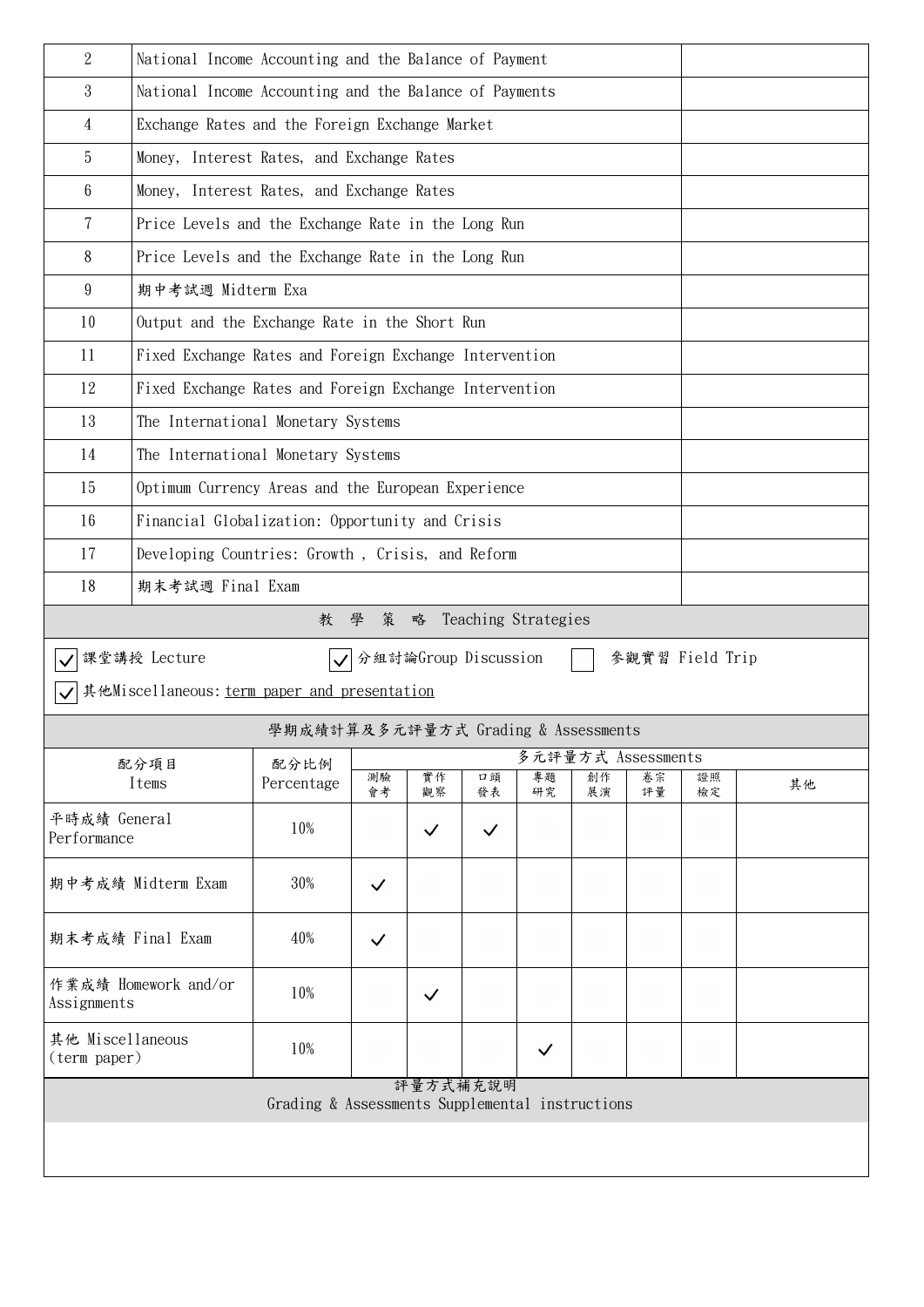| 2 | National Income Accounting and the Balance of Payment | |
|---|---|---|
| 3 | National Income Accounting and the Balance of Payments | |
| 4 | Exchange Rates and the Foreign Exchange Market | |
| 5 | Money, Interest Rates, and Exchange Rates | |
| 6 | Money, Interest Rates, and Exchange Rates | |
| 7 | Price Levels and the Exchange Rate in the Long Run | |
| 8 | Price Levels and the Exchange Rate in the Long Run | |
| 9 | 期中考試週 Midterm Exa | |
| 10 | Output and the Exchange Rate in the Short Run | |
| 11 | Fixed Exchange Rates and Foreign Exchange Intervention | |
| 12 | Fixed Exchange Rates and Foreign Exchange Intervention | |
| 13 | The International Monetary Systems | |
| 14 | The International Monetary Systems | |
| 15 | Optimum Currency Areas and the European Experience | |
| 16 | Financial Globalization: Opportunity and Crisis | |
| 17 | Developing Countries: Growth , Crisis, and Reform | |
| 18 | 期末考試週 Final Exam | |

## 教 學 策 略 Teaching Strategies

☑ 課堂講授 Lecture　　☑ 分組討論Group Discussion　　☐ 參觀實習 Field Trip

☑ 其他Miscellaneous: term paper and presentation

## 學期成績計算及多元評量方式 Grading & Assessments

| 配分項目 Items | 配分比例 Percentage | 多元評量方式 Assessments | | | | | | | |
|---|---|---|---|---|---|---|---|---|---|
| | | 測驗會考 | 實作觀察 | 口頭發表 | 專題研究 | 創作展演 | 卷宗評量 | 證照檢定 | 其他 |
| 平時成績 General Performance | 10% | | ✓ | ✓ | | | | | |
| 期中考成績 Midterm Exam | 30% | ✓ | | | | | | | |
| 期末考成績 Final Exam | 40% | ✓ | | | | | | | |
| 作業成績 Homework and/or Assignments | 10% | | ✓ | | | | | | |
| 其他 Miscellaneous (term paper) | 10% | | | | ✓ | | | | |

## 評量方式補充說明 Grading & Assessments Supplemental instructions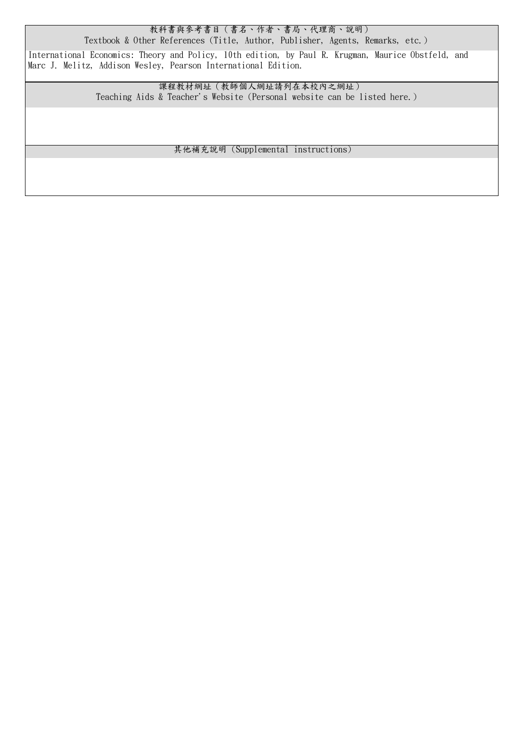| 教科書與參考書目（書名、作者、書局、代理商、說明）<br>Textbook & Other References (Title, Author, Publisher, Agents, Remarks, etc.) |
| --- |
| International Economics: Theory and Policy, 10th edition, by Paul R. Krugman, Maurice Obstfeld, and Marc J. Melitz, Addison Wesley, Pearson International Edition. |
| 課程教材網址（教師個人網址請列在本校內之網址）<br>Teaching Aids & Teacher's Website (Personal website can be listed here.) |
| |
| 其他補充說明 (Supplemental instructions) |
| |